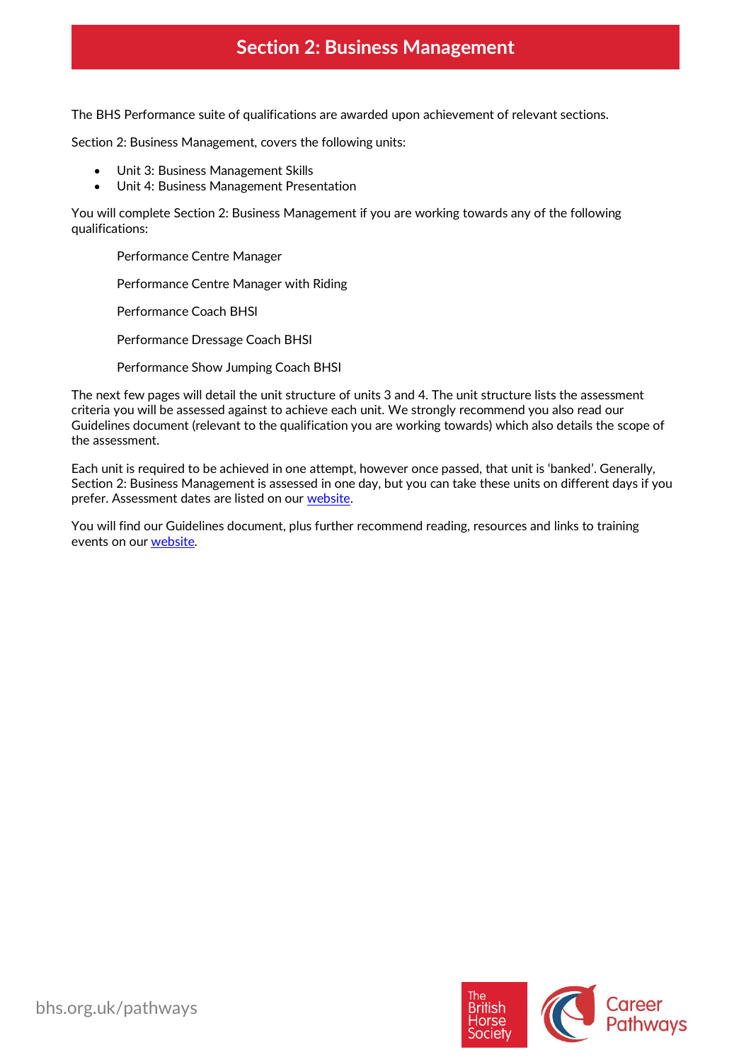# Section 2: Business Management

The BHS Performance suite of qualifications are awarded upon achievement of relevant sections.

Section 2: Business Management, covers the following units:

- Unit 3: Business Management Skills
- Unit 4: Business Management Presentation

You will complete Section 2: Business Management if you are working towards any of the following qualifications:

Performance Centre Manager

Performance Centre Manager with Riding

Performance Coach BHSI

Performance Dressage Coach BHSI

Performance Show Jumping Coach BHSI

The next few pages will detail the unit structure of units 3 and 4. The unit structure lists the assessment criteria you will be assessed against to achieve each unit. We strongly recommend you also read our Guidelines document (relevant to the qualification you are working towards) which also details the scope of the assessment.

Each unit is required to be achieved in one attempt, however once passed, that unit is 'banked'. Generally, Section 2: Business Management is assessed in one day, but you can take these units on different days if you prefer. Assessment dates are listed on our website.

You will find our Guidelines document, plus further recommend reading, resources and links to training events on our website.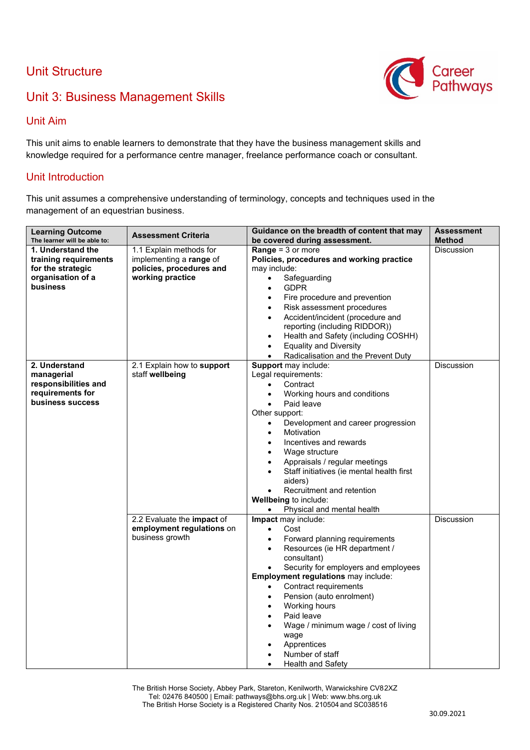## Unit Structure

## Unit 3: Business Management Skills

### Unit Aim

This unit aims to enable learners to demonstrate that they have the business management skills and knowledge required for a performance centre manager, freelance performance coach or consultant.

### Unit Introduction

This unit assumes a comprehensive understanding of terminology, concepts and techniques used in the management of an equestrian business.

| Learning Outcome<br>The learner will be able to: | Assessment Criteria | Guidance on the breadth of content that may be covered during assessment. | Assessment Method |
|---|---|---|---|
| **1. Understand the training requirements for the strategic organisation of a business** | 1.1 Explain methods for implementing a **range** of **policies, procedures and working practice** | **Range** = 3 or more<br>**Policies, procedures and working practice** may include:<br>• Safeguarding<br>• GDPR<br>• Fire procedure and prevention<br>• Risk assessment procedures<br>• Accident/incident (procedure and reporting (including RIDDOR))<br>• Health and Safety (including COSHH)<br>• Equality and Diversity<br>• Radicalisation and the Prevent Duty | Discussion |
| **2. Understand managerial responsibilities and requirements for business success** | 2.1 Explain how to **support** staff **wellbeing** | **Support** may include:<br>Legal requirements:<br>• Contract<br>• Working hours and conditions<br>• Paid leave<br>Other support:<br>• Development and career progression<br>• Motivation<br>• Incentives and rewards<br>• Wage structure<br>• Appraisals / regular meetings<br>• Staff initiatives (ie mental health first aiders)<br>• Recruitment and retention<br>**Wellbeing** to include:<br>• Physical and mental health | Discussion |
| | 2.2 Evaluate the **impact** of **employment regulations** on business growth | **Impact** may include:<br>• Cost<br>• Forward planning requirements<br>• Resources (ie HR department / consultant)<br>• Security for employers and employees<br>**Employment regulations** may include:<br>• Contract requirements<br>• Pension (auto enrolment)<br>• Working hours<br>• Paid leave<br>• Wage / minimum wage / cost of living wage<br>• Apprentices<br>• Number of staff<br>• Health and Safety | Discussion |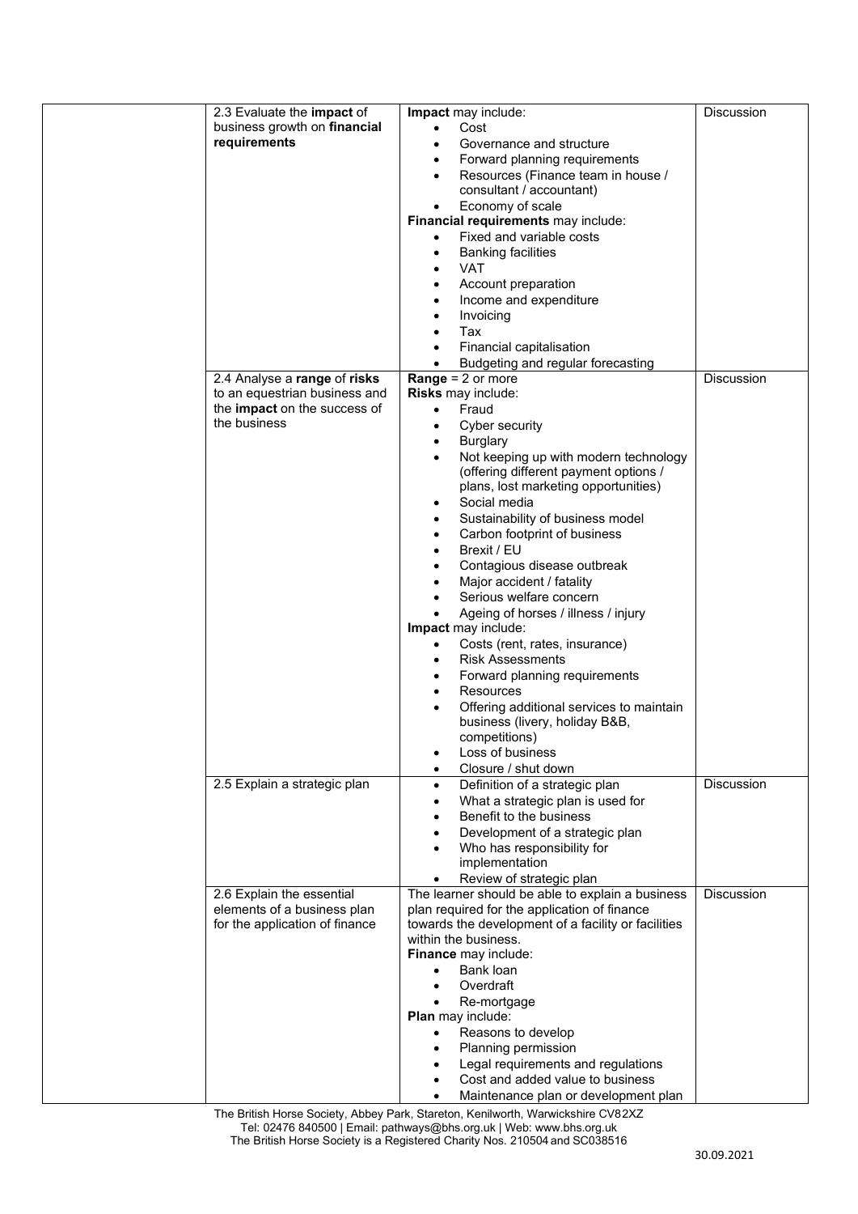| | | | |
|---|---|---|---|
| | 2.3 Evaluate the **impact** of business growth on **financial requirements** | **Impact** may include:<br>• Cost<br>• Governance and structure<br>• Forward planning requirements<br>• Resources (Finance team in house / consultant / accountant)<br>• Economy of scale<br>**Financial requirements** may include:<br>• Fixed and variable costs<br>• Banking facilities<br>• VAT<br>• Account preparation<br>• Income and expenditure<br>• Invoicing<br>• Tax<br>• Financial capitalisation<br>• Budgeting and regular forecasting | Discussion |
| | 2.4 Analyse a **range** of **risks** to an equestrian business and the **impact** on the success of the business | **Range** = 2 or more<br>**Risks** may include:<br>• Fraud<br>• Cyber security<br>• Burglary<br>• Not keeping up with modern technology (offering different payment options / plans, lost marketing opportunities)<br>• Social media<br>• Sustainability of business model<br>• Carbon footprint of business<br>• Brexit / EU<br>• Contagious disease outbreak<br>• Major accident / fatality<br>• Serious welfare concern<br>• Ageing of horses / illness / injury<br>**Impact** may include:<br>• Costs (rent, rates, insurance)<br>• Risk Assessments<br>• Forward planning requirements<br>• Resources<br>• Offering additional services to maintain business (livery, holiday B&B, competitions)<br>• Loss of business<br>• Closure / shut down | Discussion |
| | 2.5 Explain a strategic plan | • Definition of a strategic plan<br>• What a strategic plan is used for<br>• Benefit to the business<br>• Development of a strategic plan<br>• Who has responsibility for implementation<br>• Review of strategic plan | Discussion |
| | 2.6 Explain the essential elements of a business plan for the application of finance | The learner should be able to explain a business plan required for the application of finance towards the development of a facility or facilities within the business.<br>**Finance** may include:<br>• Bank loan<br>• Overdraft<br>• Re-mortgage<br>**Plan** may include:<br>• Reasons to develop<br>• Planning permission<br>• Legal requirements and regulations<br>• Cost and added value to business<br>• Maintenance plan or development plan | Discussion |

The British Horse Society, Abbey Park, Stareton, Kenilworth, Warwickshire CV82XZ
Tel: 02476 840500 | Email: pathways@bhs.org.uk | Web: www.bhs.org.uk
The British Horse Society is a Registered Charity Nos. 210504 and SC038516

30.09.2021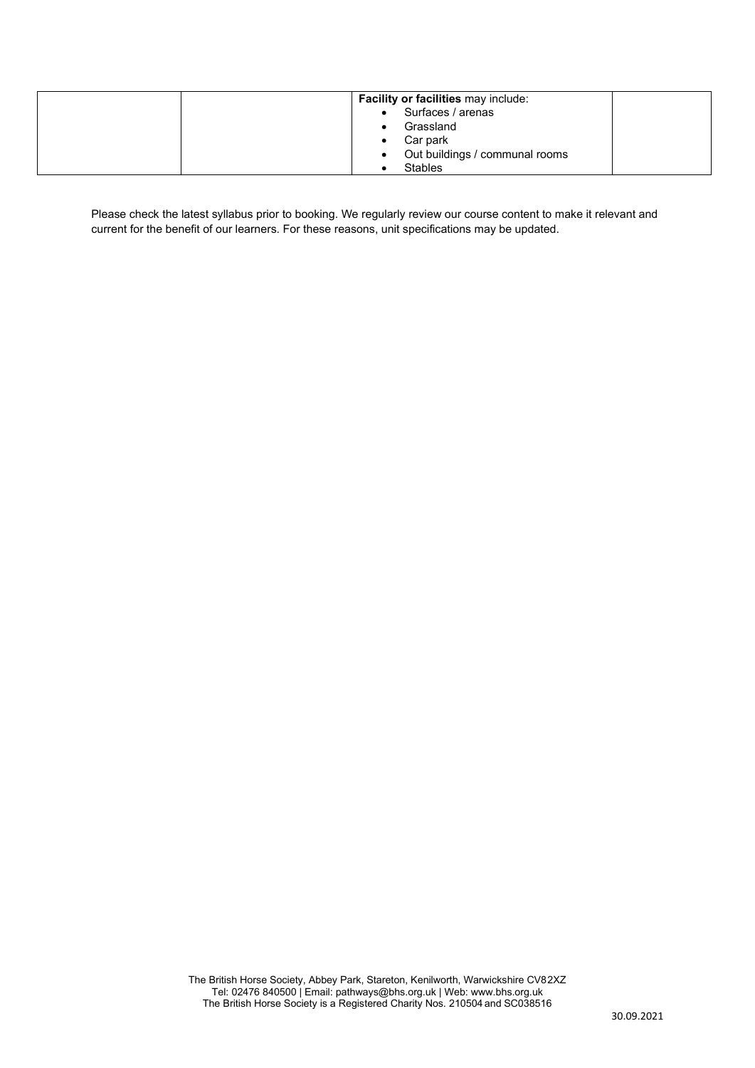|  |  | **Facility or facilities** may include:<br>• Surfaces / arenas<br>• Grassland<br>• Car park<br>• Out buildings / communal rooms<br>• Stables |  |
|---|---|---|---|

Please check the latest syllabus prior to booking. We regularly review our course content to make it relevant and current for the benefit of our learners. For these reasons, unit specifications may be updated.

The British Horse Society, Abbey Park, Stareton, Kenilworth, Warwickshire CV82XZ
Tel: 02476 840500 | Email: pathways@bhs.org.uk | Web: www.bhs.org.uk
The British Horse Society is a Registered Charity Nos. 210504 and SC038516

30.09.2021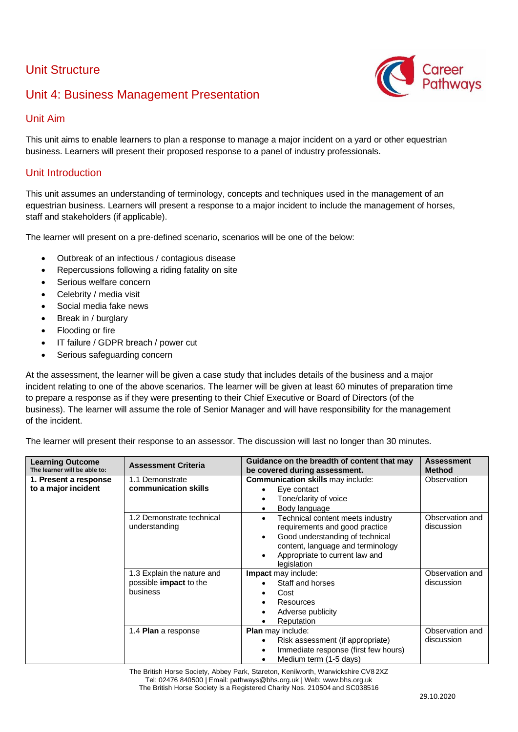## Unit Structure

## Unit 4: Business Management Presentation

### Unit Aim

This unit aims to enable learners to plan a response to manage a major incident on a yard or other equestrian business. Learners will present their proposed response to a panel of industry professionals.

### Unit Introduction

This unit assumes an understanding of terminology, concepts and techniques used in the management of an equestrian business. Learners will present a response to a major incident to include the management of horses, staff and stakeholders (if applicable).

The learner will present on a pre-defined scenario, scenarios will be one of the below:

- Outbreak of an infectious / contagious disease
- Repercussions following a riding fatality on site
- Serious welfare concern
- Celebrity / media visit
- Social media fake news
- Break in / burglary
- Flooding or fire
- IT failure / GDPR breach / power cut
- Serious safeguarding concern

At the assessment, the learner will be given a case study that includes details of the business and a major incident relating to one of the above scenarios. The learner will be given at least 60 minutes of preparation time to prepare a response as if they were presenting to their Chief Executive or Board of Directors (of the business). The learner will assume the role of Senior Manager and will have responsibility for the management of the incident.

The learner will present their response to an assessor. The discussion will last no longer than 30 minutes.

| **Learning Outcome** The learner will be able to: | **Assessment Criteria** | **Guidance on the breadth of content that may be covered during assessment.** | **Assessment Method** |
|---|---|---|---|
| **1. Present a response to a major incident** | 1.1 Demonstrate **communication skills** | **Communication skills** may include:<br>• Eye contact<br>• Tone/clarity of voice<br>• Body language | Observation |
| | 1.2 Demonstrate technical understanding | • Technical content meets industry requirements and good practice<br>• Good understanding of technical content, language and terminology<br>• Appropriate to current law and legislation | Observation and discussion |
| | 1.3 Explain the nature and possible **impact** to the business | **Impact** may include:<br>• Staff and horses<br>• Cost<br>• Resources<br>• Adverse publicity<br>• Reputation | Observation and discussion |
| | 1.4 **Plan** a response | **Plan** may include:<br>• Risk assessment (if appropriate)<br>• Immediate response (first few hours)<br>• Medium term (1-5 days) | Observation and discussion |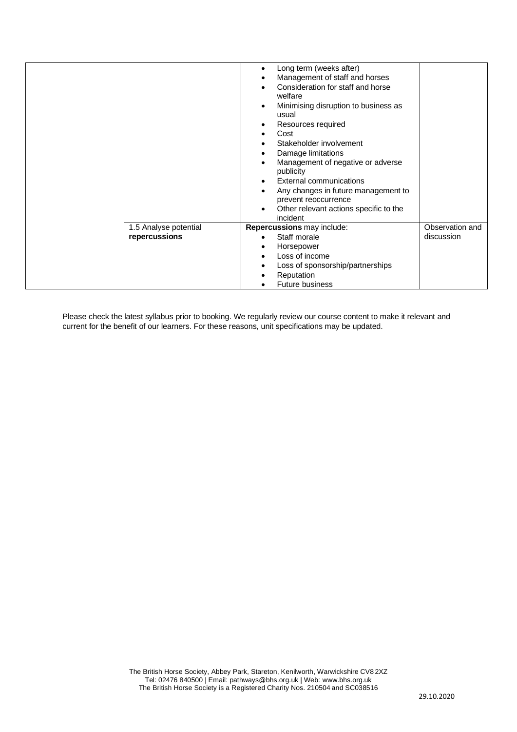| | | | |
|---|---|---|---|
| | | • Long term (weeks after)<br>• Management of staff and horses<br>• Consideration for staff and horse welfare<br>• Minimising disruption to business as usual<br>• Resources required<br>• Cost<br>• Stakeholder involvement<br>• Damage limitations<br>• Management of negative or adverse publicity<br>• External communications<br>• Any changes in future management to prevent reoccurrence<br>• Other relevant actions specific to the incident | |
| | 1.5 Analyse potential **repercussions** | **Repercussions** may include:<br>• Staff morale<br>• Horsepower<br>• Loss of income<br>• Loss of sponsorship/partnerships<br>• Reputation<br>• Future business | Observation and discussion |

Please check the latest syllabus prior to booking. We regularly review our course content to make it relevant and current for the benefit of our learners. For these reasons, unit specifications may be updated.

The British Horse Society, Abbey Park, Stareton, Kenilworth, Warwickshire CV8 2XZ
Tel: 02476 840500 | Email: pathways@bhs.org.uk | Web: www.bhs.org.uk
The British Horse Society is a Registered Charity Nos. 210504 and SC038516

29.10.2020